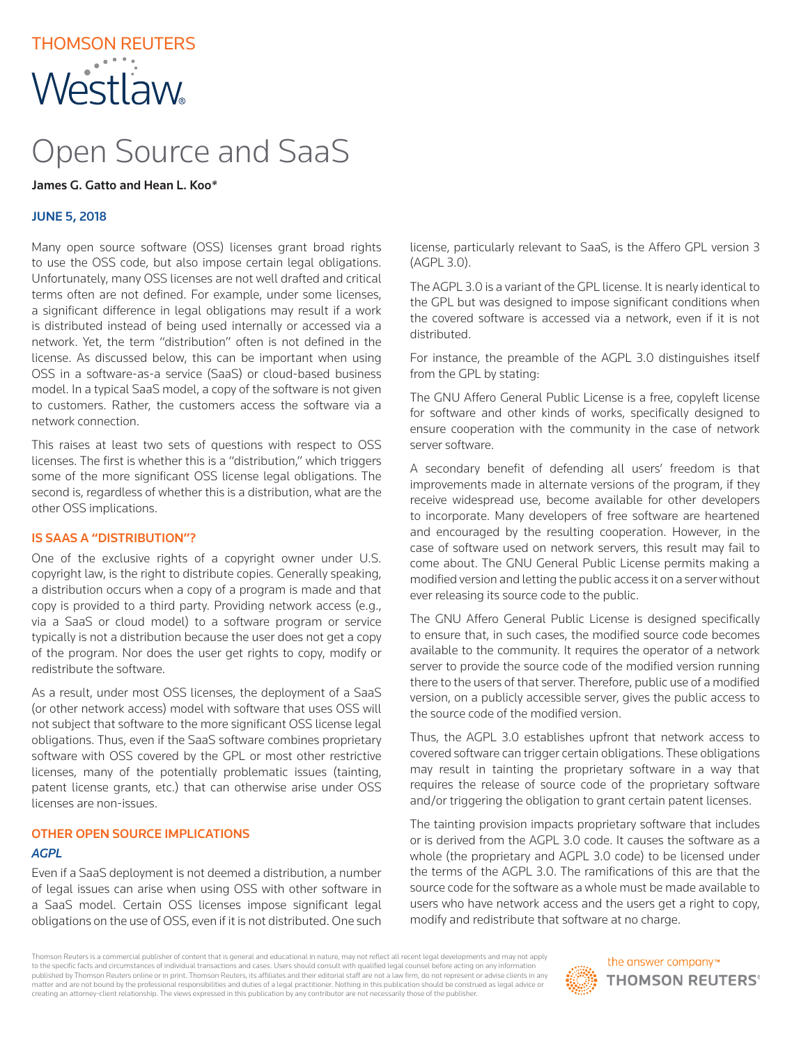# Open Source and SaaS

**James G. Gatto and Hean L. Koo***

**JUNE 5, 2018**

Many open source software (OSS) licenses grant broad rights to use the OSS code, but also impose certain legal obligations. Unfortunately, many OSS licenses are not well drafted and critical terms often are not defined. For example, under some licenses, a significant difference in legal obligations may result if a work is distributed instead of being used internally or accessed via a network. Yet, the term "distribution" often is not defined in the license. As discussed below, this can be important when using OSS in a software-as-a service (SaaS) or cloud-based business model. In a typical SaaS model, a copy of the software is not given to customers. Rather, the customers access the software via a network connection.

This raises at least two sets of questions with respect to OSS licenses. The first is whether this is a "distribution," which triggers some of the more significant OSS license legal obligations. The second is, regardless of whether this is a distribution, what are the other OSS implications.

## IS SAAS A "DISTRIBUTION"?

One of the exclusive rights of a copyright owner under U.S. copyright law, is the right to distribute copies. Generally speaking, a distribution occurs when a copy of a program is made and that copy is provided to a third party. Providing network access (e.g., via a SaaS or cloud model) to a software program or service typically is not a distribution because the user does not get a copy of the program. Nor does the user get rights to copy, modify or redistribute the software.

As a result, under most OSS licenses, the deployment of a SaaS (or other network access) model with software that uses OSS will not subject that software to the more significant OSS license legal obligations. Thus, even if the SaaS software combines proprietary software with OSS covered by the GPL or most other restrictive licenses, many of the potentially problematic issues (tainting, patent license grants, etc.) that can otherwise arise under OSS licenses are non-issues.

## OTHER OPEN SOURCE IMPLICATIONS

### *AGPL*

Even if a SaaS deployment is not deemed a distribution, a number of legal issues can arise when using OSS with other software in a SaaS model. Certain OSS licenses impose significant legal obligations on the use of OSS, even if it is not distributed. One such license, particularly relevant to SaaS, is the Affero GPL version 3 (AGPL 3.0).

The AGPL 3.0 is a variant of the GPL license. It is nearly identical to the GPL but was designed to impose significant conditions when the covered software is accessed via a network, even if it is not distributed.

For instance, the preamble of the AGPL 3.0 distinguishes itself from the GPL by stating:

The GNU Affero General Public License is a free, copyleft license for software and other kinds of works, specifically designed to ensure cooperation with the community in the case of network server software.

A secondary benefit of defending all users' freedom is that improvements made in alternate versions of the program, if they receive widespread use, become available for other developers to incorporate. Many developers of free software are heartened and encouraged by the resulting cooperation. However, in the case of software used on network servers, this result may fail to come about. The GNU General Public License permits making a modified version and letting the public access it on a server without ever releasing its source code to the public.

The GNU Affero General Public License is designed specifically to ensure that, in such cases, the modified source code becomes available to the community. It requires the operator of a network server to provide the source code of the modified version running there to the users of that server. Therefore, public use of a modified version, on a publicly accessible server, gives the public access to the source code of the modified version.

Thus, the AGPL 3.0 establishes upfront that network access to covered software can trigger certain obligations. These obligations may result in tainting the proprietary software in a way that requires the release of source code of the proprietary software and/or triggering the obligation to grant certain patent licenses.

The tainting provision impacts proprietary software that includes or is derived from the AGPL 3.0 code. It causes the software as a whole (the proprietary and AGPL 3.0 code) to be licensed under the terms of the AGPL 3.0. The ramifications of this are that the source code for the software as a whole must be made available to users who have network access and the users get a right to copy, modify and redistribute that software at no charge.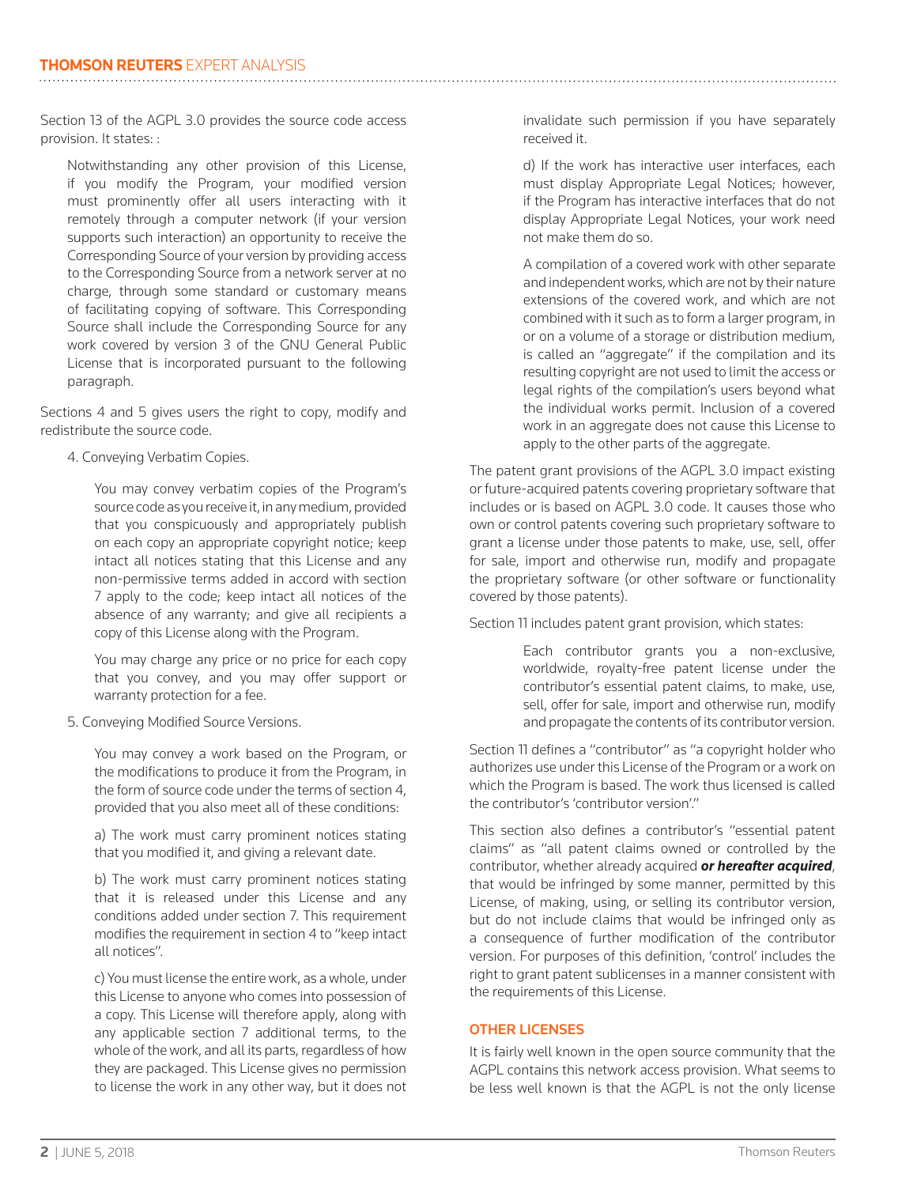Section 13 of the AGPL 3.0 provides the source code access provision. It states: :

> Notwithstanding any other provision of this License, if you modify the Program, your modified version must prominently offer all users interacting with it remotely through a computer network (if your version supports such interaction) an opportunity to receive the Corresponding Source of your version by providing access to the Corresponding Source from a network server at no charge, through some standard or customary means of facilitating copying of software. This Corresponding Source shall include the Corresponding Source for any work covered by version 3 of the GNU General Public License that is incorporated pursuant to the following paragraph.

Sections 4 and 5 gives users the right to copy, modify and redistribute the source code.

> 4. Conveying Verbatim Copies.
>
> > You may convey verbatim copies of the Program's source code as you receive it, in any medium, provided that you conspicuously and appropriately publish on each copy an appropriate copyright notice; keep intact all notices stating that this License and any non-permissive terms added in accord with section 7 apply to the code; keep intact all notices of the absence of any warranty; and give all recipients a copy of this License along with the Program.
> >
> > You may charge any price or no price for each copy that you convey, and you may offer support or warranty protection for a fee.
>
> 5. Conveying Modified Source Versions.
>
> > You may convey a work based on the Program, or the modifications to produce it from the Program, in the form of source code under the terms of section 4, provided that you also meet all of these conditions:
> >
> > a) The work must carry prominent notices stating that you modified it, and giving a relevant date.
> >
> > b) The work must carry prominent notices stating that it is released under this License and any conditions added under section 7. This requirement modifies the requirement in section 4 to "keep intact all notices".
> >
> > c) You must license the entire work, as a whole, under this License to anyone who comes into possession of a copy. This License will therefore apply, along with any applicable section 7 additional terms, to the whole of the work, and all its parts, regardless of how they are packaged. This License gives no permission to license the work in any other way, but it does not invalidate such permission if you have separately received it.
> >
> > d) If the work has interactive user interfaces, each must display Appropriate Legal Notices; however, if the Program has interactive interfaces that do not display Appropriate Legal Notices, your work need not make them do so.
> >
> > A compilation of a covered work with other separate and independent works, which are not by their nature extensions of the covered work, and which are not combined with it such as to form a larger program, in or on a volume of a storage or distribution medium, is called an "aggregate" if the compilation and its resulting copyright are not used to limit the access or legal rights of the compilation's users beyond what the individual works permit. Inclusion of a covered work in an aggregate does not cause this License to apply to the other parts of the aggregate.

The patent grant provisions of the AGPL 3.0 impact existing or future-acquired patents covering proprietary software that includes or is based on AGPL 3.0 code. It causes those who own or control patents covering such proprietary software to grant a license under those patents to make, use, sell, offer for sale, import and otherwise run, modify and propagate the proprietary software (or other software or functionality covered by those patents).

Section 11 includes patent grant provision, which states:

> Each contributor grants you a non-exclusive, worldwide, royalty-free patent license under the contributor's essential patent claims, to make, use, sell, offer for sale, import and otherwise run, modify and propagate the contents of its contributor version.

Section 11 defines a "contributor" as "a copyright holder who authorizes use under this License of the Program or a work on which the Program is based. The work thus licensed is called the contributor's 'contributor version'."

This section also defines a contributor's "essential patent claims" as "all patent claims owned or controlled by the contributor, whether already acquired ***or hereafter acquired***, that would be infringed by some manner, permitted by this License, of making, using, or selling its contributor version, but do not include claims that would be infringed only as a consequence of further modification of the contributor version. For purposes of this definition, 'control' includes the right to grant patent sublicenses in a manner consistent with the requirements of this License.

## OTHER LICENSES

It is fairly well known in the open source community that the AGPL contains this network access provision. What seems to be less well known is that the AGPL is not the only license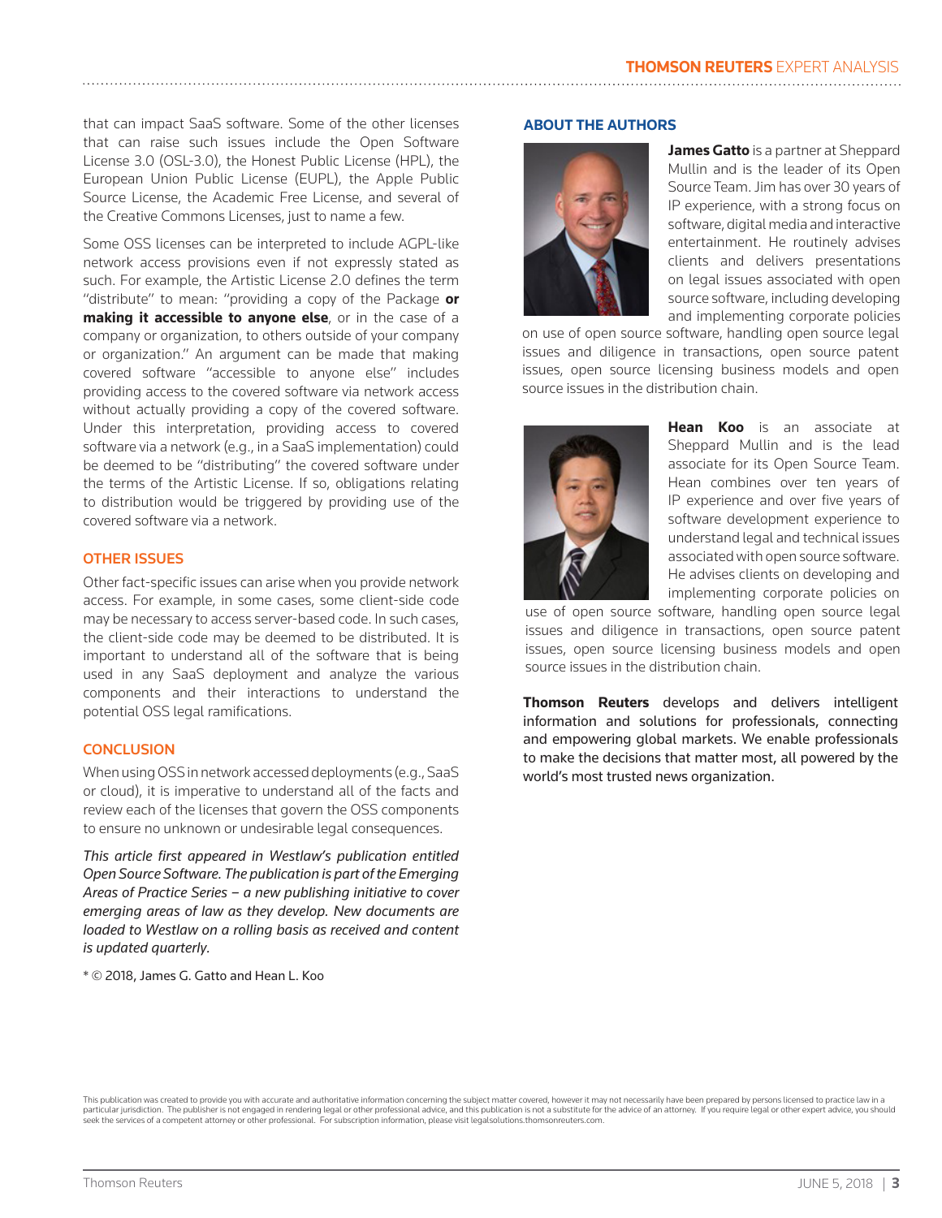that can impact SaaS software. Some of the other licenses that can raise such issues include the Open Software License 3.0 (OSL-3.0), the Honest Public License (HPL), the European Union Public License (EUPL), the Apple Public Source License, the Academic Free License, and several of the Creative Commons Licenses, just to name a few.

Some OSS licenses can be interpreted to include AGPL-like network access provisions even if not expressly stated as such. For example, the Artistic License 2.0 defines the term "distribute" to mean: "providing a copy of the Package **or making it accessible to anyone else**, or in the case of a company or organization, to others outside of your company or organization." An argument can be made that making covered software "accessible to anyone else" includes providing access to the covered software via network access without actually providing a copy of the covered software. Under this interpretation, providing access to covered software via a network (e.g., in a SaaS implementation) could be deemed to be "distributing" the covered software under the terms of the Artistic License. If so, obligations relating to distribution would be triggered by providing use of the covered software via a network.

## OTHER ISSUES

Other fact-specific issues can arise when you provide network access. For example, in some cases, some client-side code may be necessary to access server-based code. In such cases, the client-side code may be deemed to be distributed. It is important to understand all of the software that is being used in any SaaS deployment and analyze the various components and their interactions to understand the potential OSS legal ramifications.

## CONCLUSION

When using OSS in network accessed deployments (e.g., SaaS or cloud), it is imperative to understand all of the facts and review each of the licenses that govern the OSS components to ensure no unknown or undesirable legal consequences.

*This article first appeared in Westlaw's publication entitled Open Source Software. The publication is part of the Emerging Areas of Practice Series – a new publishing initiative to cover emerging areas of law as they develop. New documents are loaded to Westlaw on a rolling basis as received and content is updated quarterly.*

* © 2018, James G. Gatto and Hean L. Koo

## ABOUT THE AUTHORS

**James Gatto** is a partner at Sheppard Mullin and is the leader of its Open Source Team. Jim has over 30 years of IP experience, with a strong focus on software, digital media and interactive entertainment. He routinely advises clients and delivers presentations on legal issues associated with open source software, including developing and implementing corporate policies on use of open source software, handling open source legal issues and diligence in transactions, open source patent issues, open source licensing business models and open source issues in the distribution chain.

**Hean Koo** is an associate at Sheppard Mullin and is the lead associate for its Open Source Team. Hean combines over ten years of IP experience and over five years of software development experience to understand legal and technical issues associated with open source software. He advises clients on developing and implementing corporate policies on use of open source software, handling open source legal issues and diligence in transactions, open source patent issues, open source licensing business models and open source issues in the distribution chain.

**Thomson Reuters** develops and delivers intelligent information and solutions for professionals, connecting and empowering global markets. We enable professionals to make the decisions that matter most, all powered by the world's most trusted news organization.

This publication was created to provide you with accurate and authoritative information concerning the subject matter covered, however it may not necessarily have been prepared by persons licensed to practice law in a particular jurisdiction. The publisher is not engaged in rendering legal or other professional advice, and this publication is not a substitute for the advice of an attorney. If you require legal or other expert advice, you should seek the services of a competent attorney or other professional. For subscription information, please visit legalsolutions.thomsonreuters.com.